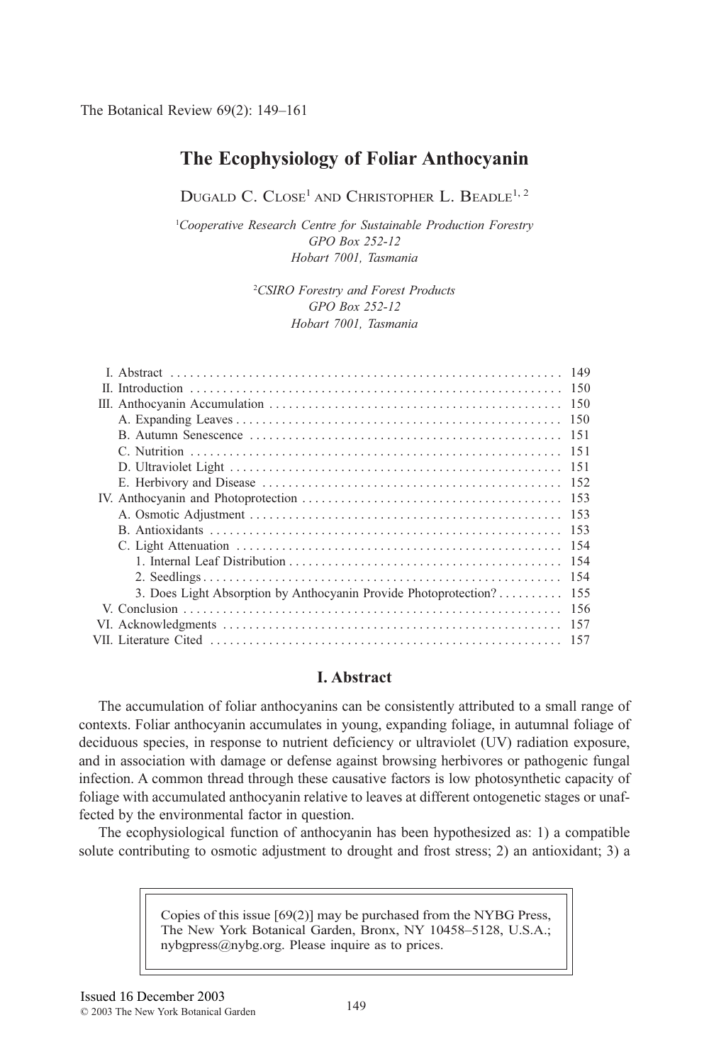# The Ecophysiology of Foliar Anthocyanin

Dugald C. Close[1] and Christopher L. Beadle[1, 2]

[1]*Cooperative Research Centre for Sustainable Production Forestry*
*GPO Box 252-12*
*Hobart 7001, Tasmania*

[2]*CSIRO Forestry and Forest Products*
*GPO Box 252-12*
*Hobart 7001, Tasmania*

| | |
|---|---|
| I. Abstract | 149 |
| II. Introduction | 150 |
| III. Anthocyanin Accumulation | 150 |
| A. Expanding Leaves | 150 |
| B. Autumn Senescence | 151 |
| C. Nutrition | 151 |
| D. Ultraviolet Light | 151 |
| E. Herbivory and Disease | 152 |
| IV. Anthocyanin and Photoprotection | 153 |
| A. Osmotic Adjustment | 153 |
| B. Antioxidants | 153 |
| C. Light Attenuation | 154 |
| 1. Internal Leaf Distribution | 154 |
| 2. Seedlings | 154 |
| 3. Does Light Absorption by Anthocyanin Provide Photoprotection? | 155 |
| V. Conclusion | 156 |
| VI. Acknowledgments | 157 |
| VII. Literature Cited | 157 |

## I. Abstract

The accumulation of foliar anthocyanins can be consistently attributed to a small range of contexts. Foliar anthocyanin accumulates in young, expanding foliage, in autumnal foliage of deciduous species, in response to nutrient deficiency or ultraviolet (UV) radiation exposure, and in association with damage or defense against browsing herbivores or pathogenic fungal infection. A common thread through these causative factors is low photosynthetic capacity of foliage with accumulated anthocyanin relative to leaves at different ontogenetic stages or unaffected by the environmental factor in question.

The ecophysiological function of anthocyanin has been hypothesized as: 1) a compatible solute contributing to osmotic adjustment to drought and frost stress; 2) an antioxidant; 3) a

Copies of this issue [69(2)] may be purchased from the NYBG Press, The New York Botanical Garden, Bronx, NY 10458–5128, U.S.A.; nybgpress@nybg.org. Please inquire as to prices.

Issued 16 December 2003
© 2003 The New York Botanical Garden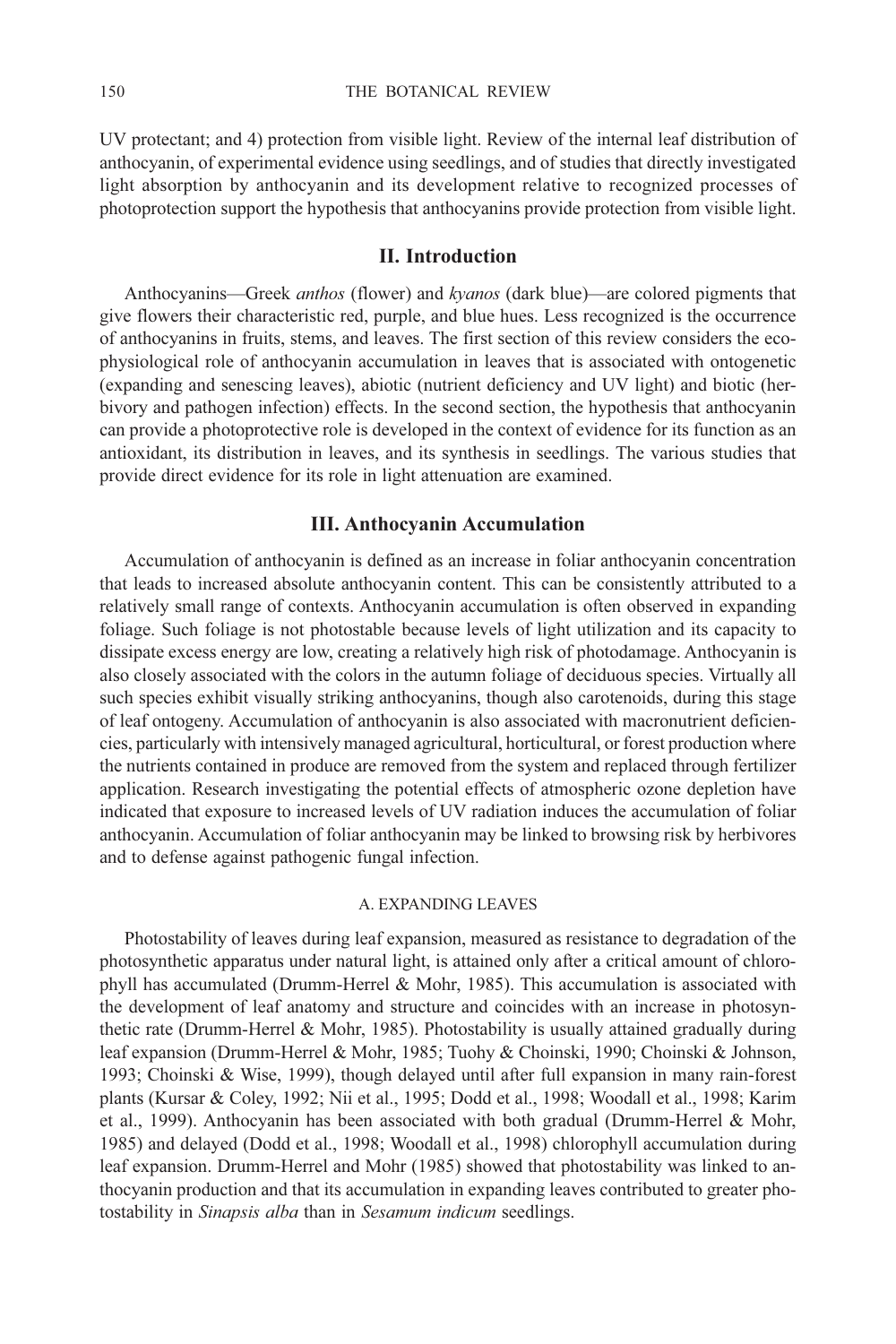UV protectant; and 4) protection from visible light. Review of the internal leaf distribution of anthocyanin, of experimental evidence using seedlings, and of studies that directly investigated light absorption by anthocyanin and its development relative to recognized processes of photoprotection support the hypothesis that anthocyanins provide protection from visible light.

## II. Introduction

Anthocyanins—Greek *anthos* (flower) and *kyanos* (dark blue)—are colored pigments that give flowers their characteristic red, purple, and blue hues. Less recognized is the occurrence of anthocyanins in fruits, stems, and leaves. The first section of this review considers the ecophysiological role of anthocyanin accumulation in leaves that is associated with ontogenetic (expanding and senescing leaves), abiotic (nutrient deficiency and UV light) and biotic (herbivory and pathogen infection) effects. In the second section, the hypothesis that anthocyanin can provide a photoprotective role is developed in the context of evidence for its function as an antioxidant, its distribution in leaves, and its synthesis in seedlings. The various studies that provide direct evidence for its role in light attenuation are examined.

## III. Anthocyanin Accumulation

Accumulation of anthocyanin is defined as an increase in foliar anthocyanin concentration that leads to increased absolute anthocyanin content. This can be consistently attributed to a relatively small range of contexts. Anthocyanin accumulation is often observed in expanding foliage. Such foliage is not photostable because levels of light utilization and its capacity to dissipate excess energy are low, creating a relatively high risk of photodamage. Anthocyanin is also closely associated with the colors in the autumn foliage of deciduous species. Virtually all such species exhibit visually striking anthocyanins, though also carotenoids, during this stage of leaf ontogeny. Accumulation of anthocyanin is also associated with macronutrient deficiencies, particularly with intensively managed agricultural, horticultural, or forest production where the nutrients contained in produce are removed from the system and replaced through fertilizer application. Research investigating the potential effects of atmospheric ozone depletion have indicated that exposure to increased levels of UV radiation induces the accumulation of foliar anthocyanin. Accumulation of foliar anthocyanin may be linked to browsing risk by herbivores and to defense against pathogenic fungal infection.

### A. Expanding Leaves

Photostability of leaves during leaf expansion, measured as resistance to degradation of the photosynthetic apparatus under natural light, is attained only after a critical amount of chlorophyll has accumulated (Drumm-Herrel & Mohr, 1985). This accumulation is associated with the development of leaf anatomy and structure and coincides with an increase in photosynthetic rate (Drumm-Herrel & Mohr, 1985). Photostability is usually attained gradually during leaf expansion (Drumm-Herrel & Mohr, 1985; Tuohy & Choinski, 1990; Choinski & Johnson, 1993; Choinski & Wise, 1999), though delayed until after full expansion in many rain-forest plants (Kursar & Coley, 1992; Nii et al., 1995; Dodd et al., 1998; Woodall et al., 1998; Karim et al., 1999). Anthocyanin has been associated with both gradual (Drumm-Herrel & Mohr, 1985) and delayed (Dodd et al., 1998; Woodall et al., 1998) chlorophyll accumulation during leaf expansion. Drumm-Herrel and Mohr (1985) showed that photostability was linked to anthocyanin production and that its accumulation in expanding leaves contributed to greater photostability in *Sinapsis alba* than in *Sesamum indicum* seedlings.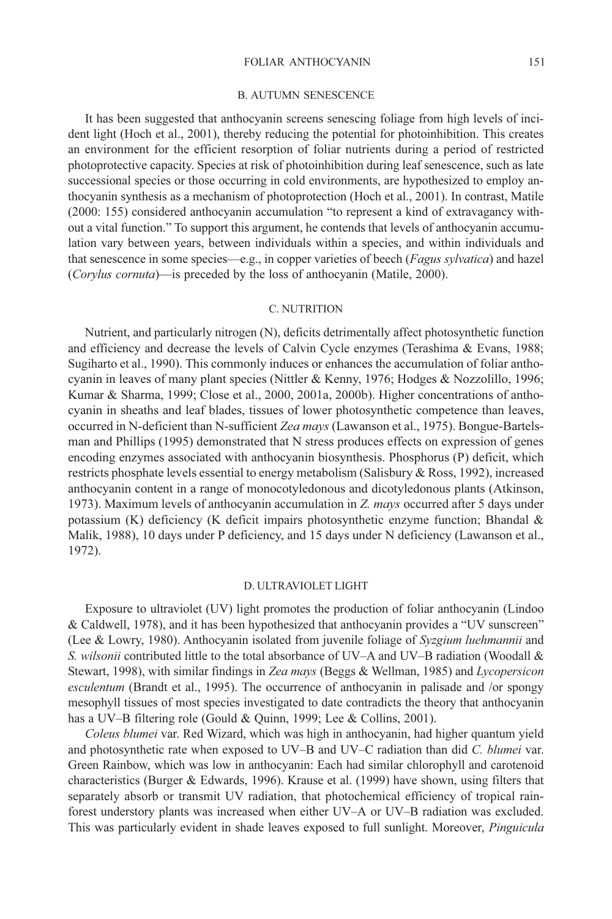### B. AUTUMN SENESCENCE

It has been suggested that anthocyanin screens senescing foliage from high levels of incident light (Hoch et al., 2001), thereby reducing the potential for photoinhibition. This creates an environment for the efficient resorption of foliar nutrients during a period of restricted photoprotective capacity. Species at risk of photoinhibition during leaf senescence, such as late successional species or those occurring in cold environments, are hypothesized to employ anthocyanin synthesis as a mechanism of photoprotection (Hoch et al., 2001). In contrast, Matile (2000: 155) considered anthocyanin accumulation "to represent a kind of extravagancy without a vital function." To support this argument, he contends that levels of anthocyanin accumulation vary between years, between individuals within a species, and within individuals and that senescence in some species—e.g., in copper varieties of beech (*Fagus sylvatica*) and hazel (*Corylus cornuta*)—is preceded by the loss of anthocyanin (Matile, 2000).

### C. NUTRITION

Nutrient, and particularly nitrogen (N), deficits detrimentally affect photosynthetic function and efficiency and decrease the levels of Calvin Cycle enzymes (Terashima & Evans, 1988; Sugiharto et al., 1990). This commonly induces or enhances the accumulation of foliar anthocyanin in leaves of many plant species (Nittler & Kenny, 1976; Hodges & Nozzolillo, 1996; Kumar & Sharma, 1999; Close et al., 2000, 2001a, 2000b). Higher concentrations of anthocyanin in sheaths and leaf blades, tissues of lower photosynthetic competence than leaves, occurred in N-deficient than N-sufficient *Zea mays* (Lawanson et al., 1975). Bongue-Bartelsman and Phillips (1995) demonstrated that N stress produces effects on expression of genes encoding enzymes associated with anthocyanin biosynthesis. Phosphorus (P) deficit, which restricts phosphate levels essential to energy metabolism (Salisbury & Ross, 1992), increased anthocyanin content in a range of monocotyledonous and dicotyledonous plants (Atkinson, 1973). Maximum levels of anthocyanin accumulation in *Z. mays* occurred after 5 days under potassium (K) deficiency (K deficit impairs photosynthetic enzyme function; Bhandal & Malik, 1988), 10 days under P deficiency, and 15 days under N deficiency (Lawanson et al., 1972).

### D. ULTRAVIOLET LIGHT

Exposure to ultraviolet (UV) light promotes the production of foliar anthocyanin (Lindoo & Caldwell, 1978), and it has been hypothesized that anthocyanin provides a "UV sunscreen" (Lee & Lowry, 1980). Anthocyanin isolated from juvenile foliage of *Syzgium luehmannii* and *S. wilsonii* contributed little to the total absorbance of UV–A and UV–B radiation (Woodall & Stewart, 1998), with similar findings in *Zea mays* (Beggs & Wellman, 1985) and *Lycopersicon esculentum* (Brandt et al., 1995). The occurrence of anthocyanin in palisade and /or spongy mesophyll tissues of most species investigated to date contradicts the theory that anthocyanin has a UV–B filtering role (Gould & Quinn, 1999; Lee & Collins, 2001).

*Coleus blumei* var. Red Wizard, which was high in anthocyanin, had higher quantum yield and photosynthetic rate when exposed to UV–B and UV–C radiation than did *C. blumei* var. Green Rainbow, which was low in anthocyanin: Each had similar chlorophyll and carotenoid characteristics (Burger & Edwards, 1996). Krause et al. (1999) have shown, using filters that separately absorb or transmit UV radiation, that photochemical efficiency of tropical rainforest understory plants was increased when either UV–A or UV–B radiation was excluded. This was particularly evident in shade leaves exposed to full sunlight. Moreover, *Pinguicula*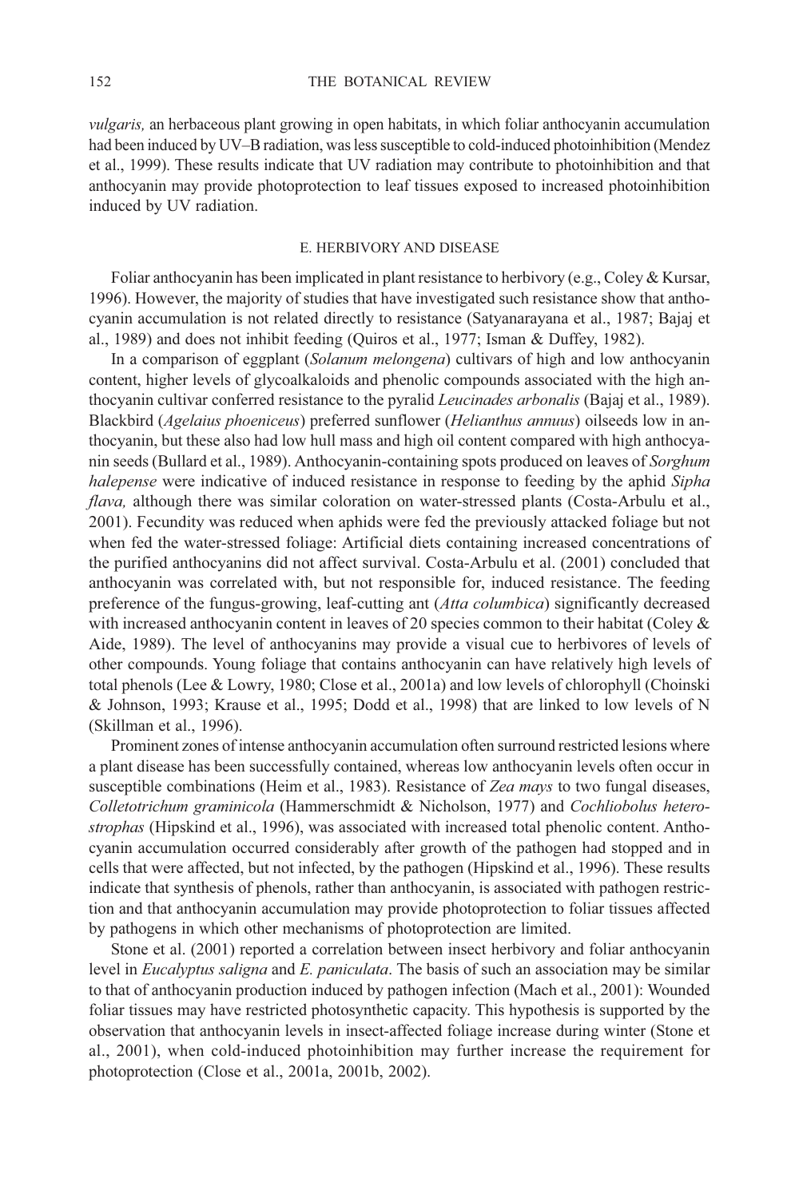*vulgaris,* an herbaceous plant growing in open habitats, in which foliar anthocyanin accumulation had been induced by UV–B radiation, was less susceptible to cold-induced photoinhibition (Mendez et al., 1999). These results indicate that UV radiation may contribute to photoinhibition and that anthocyanin may provide photoprotection to leaf tissues exposed to increased photoinhibition induced by UV radiation.

## E. HERBIVORY AND DISEASE

Foliar anthocyanin has been implicated in plant resistance to herbivory (e.g., Coley & Kursar, 1996). However, the majority of studies that have investigated such resistance show that anthocyanin accumulation is not related directly to resistance (Satyanarayana et al., 1987; Bajaj et al., 1989) and does not inhibit feeding (Quiros et al., 1977; Isman & Duffey, 1982).

In a comparison of eggplant (*Solanum melongena*) cultivars of high and low anthocyanin content, higher levels of glycoalkaloids and phenolic compounds associated with the high anthocyanin cultivar conferred resistance to the pyralid *Leucinades arbonalis* (Bajaj et al., 1989). Blackbird (*Agelaius phoeniceus*) preferred sunflower (*Helianthus annuus*) oilseeds low in anthocyanin, but these also had low hull mass and high oil content compared with high anthocyanin seeds (Bullard et al., 1989). Anthocyanin-containing spots produced on leaves of *Sorghum halepense* were indicative of induced resistance in response to feeding by the aphid *Sipha flava,* although there was similar coloration on water-stressed plants (Costa-Arbulu et al., 2001). Fecundity was reduced when aphids were fed the previously attacked foliage but not when fed the water-stressed foliage: Artificial diets containing increased concentrations of the purified anthocyanins did not affect survival. Costa-Arbulu et al. (2001) concluded that anthocyanin was correlated with, but not responsible for, induced resistance. The feeding preference of the fungus-growing, leaf-cutting ant (*Atta columbica*) significantly decreased with increased anthocyanin content in leaves of 20 species common to their habitat (Coley & Aide, 1989). The level of anthocyanins may provide a visual cue to herbivores of levels of other compounds. Young foliage that contains anthocyanin can have relatively high levels of total phenols (Lee & Lowry, 1980; Close et al., 2001a) and low levels of chlorophyll (Choinski & Johnson, 1993; Krause et al., 1995; Dodd et al., 1998) that are linked to low levels of N (Skillman et al., 1996).

Prominent zones of intense anthocyanin accumulation often surround restricted lesions where a plant disease has been successfully contained, whereas low anthocyanin levels often occur in susceptible combinations (Heim et al., 1983). Resistance of *Zea mays* to two fungal diseases, *Colletotrichum graminicola* (Hammerschmidt & Nicholson, 1977) and *Cochliobolus heterostrophas* (Hipskind et al., 1996), was associated with increased total phenolic content. Anthocyanin accumulation occurred considerably after growth of the pathogen had stopped and in cells that were affected, but not infected, by the pathogen (Hipskind et al., 1996). These results indicate that synthesis of phenols, rather than anthocyanin, is associated with pathogen restriction and that anthocyanin accumulation may provide photoprotection to foliar tissues affected by pathogens in which other mechanisms of photoprotection are limited.

Stone et al. (2001) reported a correlation between insect herbivory and foliar anthocyanin level in *Eucalyptus saligna* and *E. paniculata*. The basis of such an association may be similar to that of anthocyanin production induced by pathogen infection (Mach et al., 2001): Wounded foliar tissues may have restricted photosynthetic capacity. This hypothesis is supported by the observation that anthocyanin levels in insect-affected foliage increase during winter (Stone et al., 2001), when cold-induced photoinhibition may further increase the requirement for photoprotection (Close et al., 2001a, 2001b, 2002).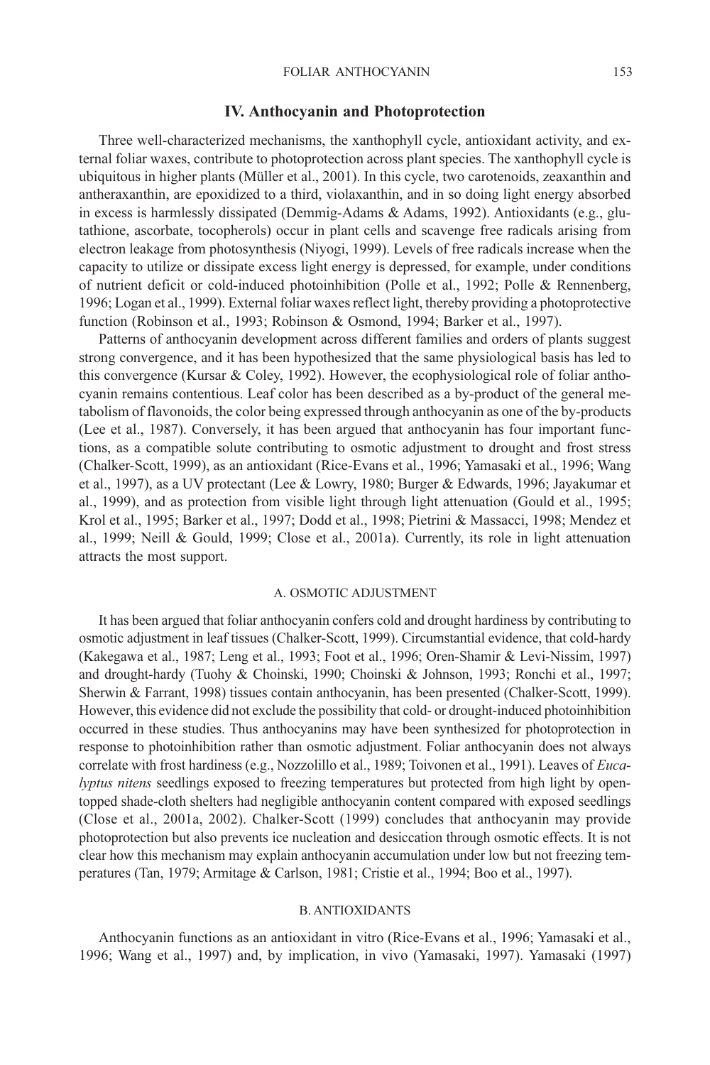## IV. Anthocyanin and Photoprotection

Three well-characterized mechanisms, the xanthophyll cycle, antioxidant activity, and external foliar waxes, contribute to photoprotection across plant species. The xanthophyll cycle is ubiquitous in higher plants (Müller et al., 2001). In this cycle, two carotenoids, zeaxanthin and antheraxanthin, are epoxidized to a third, violaxanthin, and in so doing light energy absorbed in excess is harmlessly dissipated (Demmig-Adams & Adams, 1992). Antioxidants (e.g., glutathione, ascorbate, tocopherols) occur in plant cells and scavenge free radicals arising from electron leakage from photosynthesis (Niyogi, 1999). Levels of free radicals increase when the capacity to utilize or dissipate excess light energy is depressed, for example, under conditions of nutrient deficit or cold-induced photoinhibition (Polle et al., 1992; Polle & Rennenberg, 1996; Logan et al., 1999). External foliar waxes reflect light, thereby providing a photoprotective function (Robinson et al., 1993; Robinson & Osmond, 1994; Barker et al., 1997).

Patterns of anthocyanin development across different families and orders of plants suggest strong convergence, and it has been hypothesized that the same physiological basis has led to this convergence (Kursar & Coley, 1992). However, the ecophysiological role of foliar anthocyanin remains contentious. Leaf color has been described as a by-product of the general metabolism of flavonoids, the color being expressed through anthocyanin as one of the by-products (Lee et al., 1987). Conversely, it has been argued that anthocyanin has four important functions, as a compatible solute contributing to osmotic adjustment to drought and frost stress (Chalker-Scott, 1999), as an antioxidant (Rice-Evans et al., 1996; Yamasaki et al., 1996; Wang et al., 1997), as a UV protectant (Lee & Lowry, 1980; Burger & Edwards, 1996; Jayakumar et al., 1999), and as protection from visible light through light attenuation (Gould et al., 1995; Krol et al., 1995; Barker et al., 1997; Dodd et al., 1998; Pietrini & Massacci, 1998; Mendez et al., 1999; Neill & Gould, 1999; Close et al., 2001a). Currently, its role in light attenuation attracts the most support.

### A. Osmotic Adjustment

It has been argued that foliar anthocyanin confers cold and drought hardiness by contributing to osmotic adjustment in leaf tissues (Chalker-Scott, 1999). Circumstantial evidence, that cold-hardy (Kakegawa et al., 1987; Leng et al., 1993; Foot et al., 1996; Oren-Shamir & Levi-Nissim, 1997) and drought-hardy (Tuohy & Choinski, 1990; Choinski & Johnson, 1993; Ronchi et al., 1997; Sherwin & Farrant, 1998) tissues contain anthocyanin, has been presented (Chalker-Scott, 1999). However, this evidence did not exclude the possibility that cold- or drought-induced photoinhibition occurred in these studies. Thus anthocyanins may have been synthesized for photoprotection in response to photoinhibition rather than osmotic adjustment. Foliar anthocyanin does not always correlate with frost hardiness (e.g., Nozzolillo et al., 1989; Toivonen et al., 1991). Leaves of *Eucalyptus nitens* seedlings exposed to freezing temperatures but protected from high light by open-topped shade-cloth shelters had negligible anthocyanin content compared with exposed seedlings (Close et al., 2001a, 2002). Chalker-Scott (1999) concludes that anthocyanin may provide photoprotection but also prevents ice nucleation and desiccation through osmotic effects. It is not clear how this mechanism may explain anthocyanin accumulation under low but not freezing temperatures (Tan, 1979; Armitage & Carlson, 1981; Cristie et al., 1994; Boo et al., 1997).

### B. Antioxidants

Anthocyanin functions as an antioxidant in vitro (Rice-Evans et al., 1996; Yamasaki et al., 1996; Wang et al., 1997) and, by implication, in vivo (Yamasaki, 1997). Yamasaki (1997)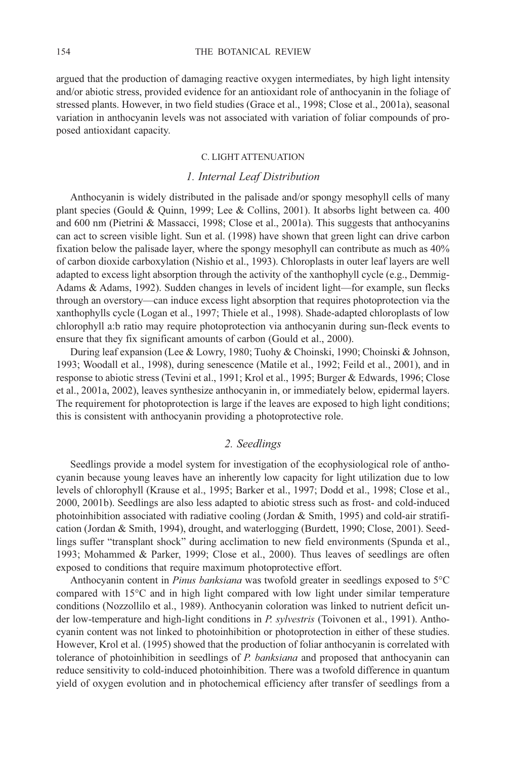argued that the production of damaging reactive oxygen intermediates, by high light intensity and/or abiotic stress, provided evidence for an antioxidant role of anthocyanin in the foliage of stressed plants. However, in two field studies (Grace et al., 1998; Close et al., 2001a), seasonal variation in anthocyanin levels was not associated with variation of foliar compounds of proposed antioxidant capacity.

### C. Light Attenuation

#### *1. Internal Leaf Distribution*

Anthocyanin is widely distributed in the palisade and/or spongy mesophyll cells of many plant species (Gould & Quinn, 1999; Lee & Collins, 2001). It absorbs light between ca. 400 and 600 nm (Pietrini & Massacci, 1998; Close et al., 2001a). This suggests that anthocyanins can act to screen visible light. Sun et al. (1998) have shown that green light can drive carbon fixation below the palisade layer, where the spongy mesophyll can contribute as much as 40% of carbon dioxide carboxylation (Nishio et al., 1993). Chloroplasts in outer leaf layers are well adapted to excess light absorption through the activity of the xanthophyll cycle (e.g., Demmig-Adams & Adams, 1992). Sudden changes in levels of incident light—for example, sun flecks through an overstory—can induce excess light absorption that requires photoprotection via the xanthophylls cycle (Logan et al., 1997; Thiele et al., 1998). Shade-adapted chloroplasts of low chlorophyll a:b ratio may require photoprotection via anthocyanin during sun-fleck events to ensure that they fix significant amounts of carbon (Gould et al., 2000).

During leaf expansion (Lee & Lowry, 1980; Tuohy & Choinski, 1990; Choinski & Johnson, 1993; Woodall et al., 1998), during senescence (Matile et al., 1992; Feild et al., 2001), and in response to abiotic stress (Tevini et al., 1991; Krol et al., 1995; Burger & Edwards, 1996; Close et al., 2001a, 2002), leaves synthesize anthocyanin in, or immediately below, epidermal layers. The requirement for photoprotection is large if the leaves are exposed to high light conditions; this is consistent with anthocyanin providing a photoprotective role.

#### *2. Seedlings*

Seedlings provide a model system for investigation of the ecophysiological role of anthocyanin because young leaves have an inherently low capacity for light utilization due to low levels of chlorophyll (Krause et al., 1995; Barker et al., 1997; Dodd et al., 1998; Close et al., 2000, 2001b). Seedlings are also less adapted to abiotic stress such as frost- and cold-induced photoinhibition associated with radiative cooling (Jordan & Smith, 1995) and cold-air stratification (Jordan & Smith, 1994), drought, and waterlogging (Burdett, 1990; Close, 2001). Seedlings suffer "transplant shock" during acclimation to new field environments (Spunda et al., 1993; Mohammed & Parker, 1999; Close et al., 2000). Thus leaves of seedlings are often exposed to conditions that require maximum photoprotective effort.

Anthocyanin content in *Pinus banksiana* was twofold greater in seedlings exposed to 5°C compared with 15°C and in high light compared with low light under similar temperature conditions (Nozzollilo et al., 1989). Anthocyanin coloration was linked to nutrient deficit under low-temperature and high-light conditions in *P. sylvestris* (Toivonen et al., 1991). Anthocyanin content was not linked to photoinhibition or photoprotection in either of these studies. However, Krol et al. (1995) showed that the production of foliar anthocyanin is correlated with tolerance of photoinhibition in seedlings of *P. banksiana* and proposed that anthocyanin can reduce sensitivity to cold-induced photoinhibition. There was a twofold difference in quantum yield of oxygen evolution and in photochemical efficiency after transfer of seedlings from a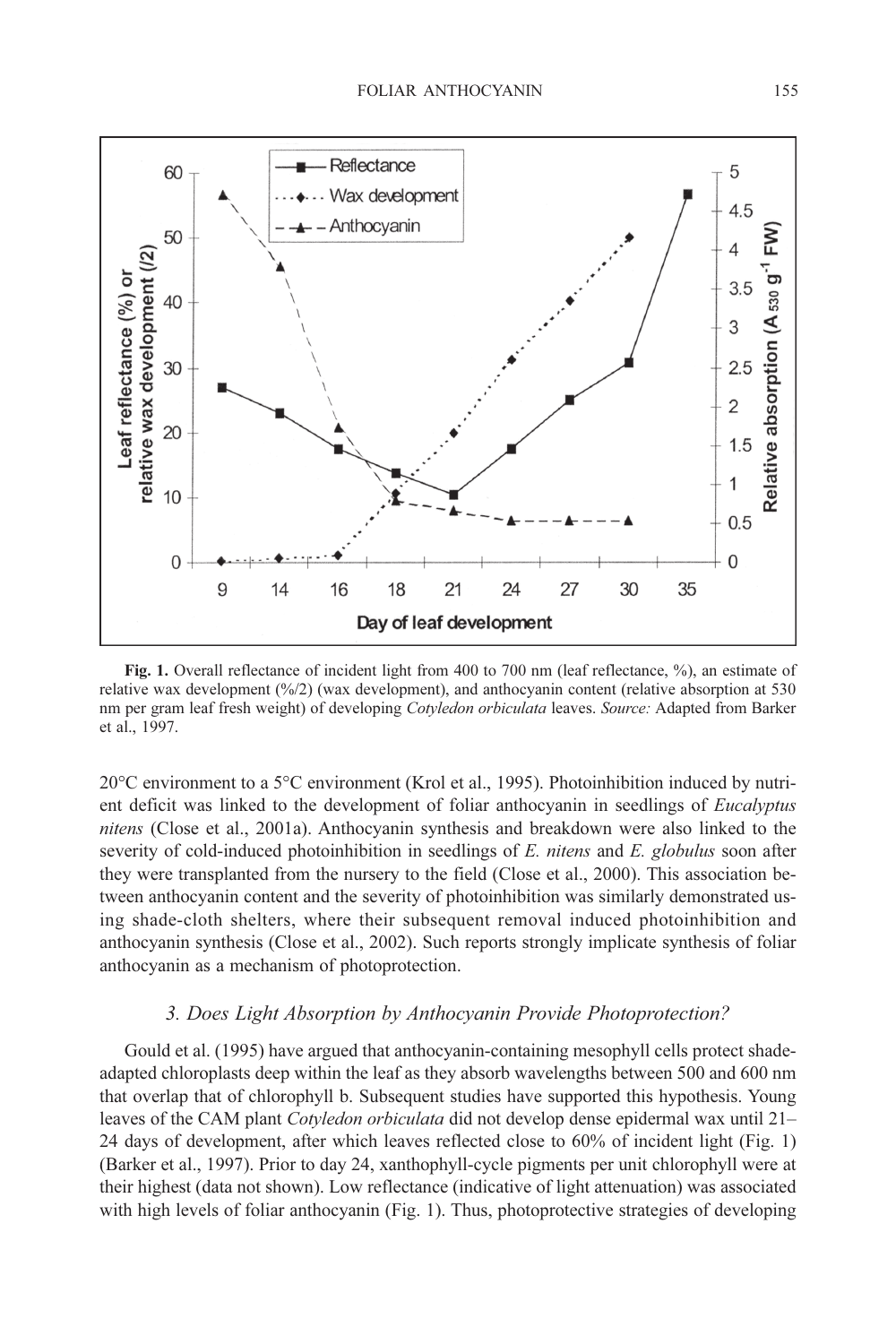Fig. 1. Overall reflectance of incident light from 400 to 700 nm (leaf reflectance, %), an estimate of relative wax development (%/2) (wax development), and anthocyanin content (relative absorption at 530 nm per gram leaf fresh weight) of developing *Cotyledon orbiculata* leaves. *Source:* Adapted from Barker et al., 1997.

20°C environment to a 5°C environment (Krol et al., 1995). Photoinhibition induced by nutrient deficit was linked to the development of foliar anthocyanin in seedlings of *Eucalyptus nitens* (Close et al., 2001a). Anthocyanin synthesis and breakdown were also linked to the severity of cold-induced photoinhibition in seedlings of *E. nitens* and *E. globulus* soon after they were transplanted from the nursery to the field (Close et al., 2000). This association between anthocyanin content and the severity of photoinhibition was similarly demonstrated using shade-cloth shelters, where their subsequent removal induced photoinhibition and anthocyanin synthesis (Close et al., 2002). Such reports strongly implicate synthesis of foliar anthocyanin as a mechanism of photoprotection.

### *3. Does Light Absorption by Anthocyanin Provide Photoprotection?*

Gould et al. (1995) have argued that anthocyanin-containing mesophyll cells protect shade-adapted chloroplasts deep within the leaf as they absorb wavelengths between 500 and 600 nm that overlap that of chlorophyll b. Subsequent studies have supported this hypothesis. Young leaves of the CAM plant *Cotyledon orbiculata* did not develop dense epidermal wax until 21–24 days of development, after which leaves reflected close to 60% of incident light (Fig. 1) (Barker et al., 1997). Prior to day 24, xanthophyll-cycle pigments per unit chlorophyll were at their highest (data not shown). Low reflectance (indicative of light attenuation) was associated with high levels of foliar anthocyanin (Fig. 1). Thus, photoprotective strategies of developing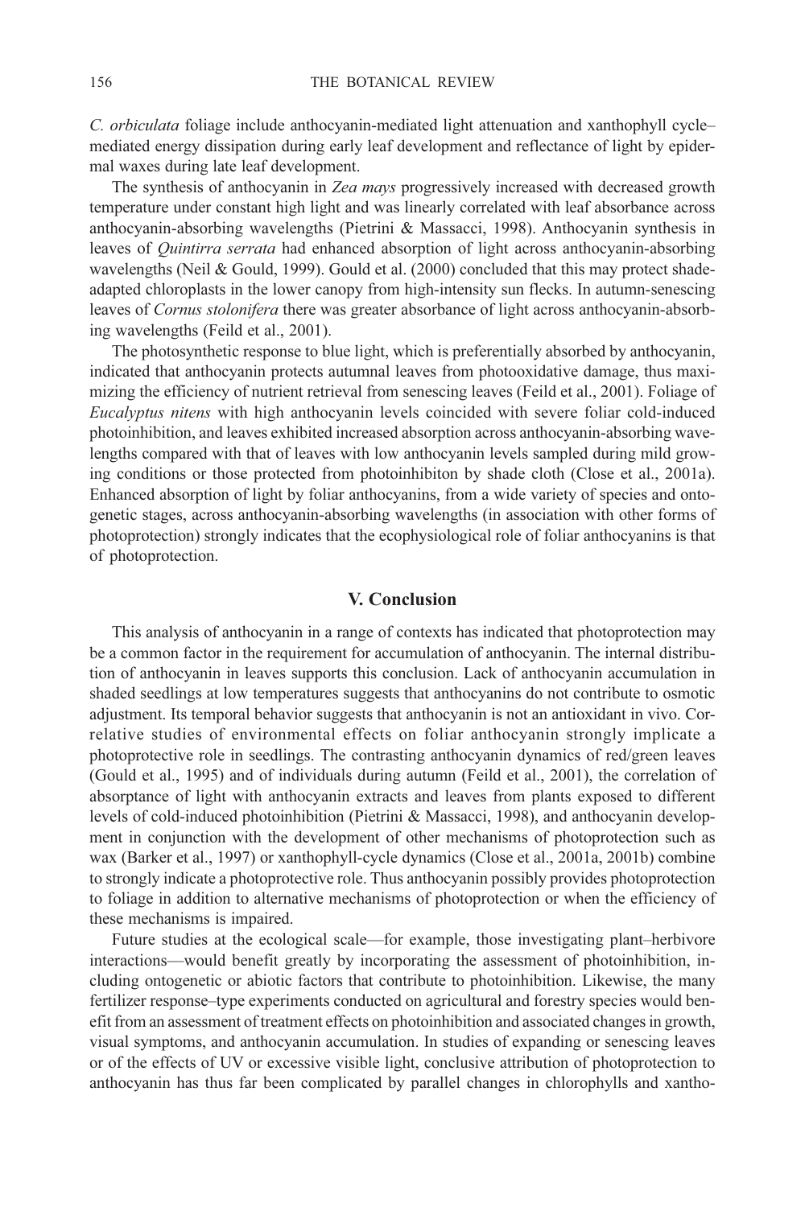*C. orbiculata* foliage include anthocyanin-mediated light attenuation and xanthophyll cycle–mediated energy dissipation during early leaf development and reflectance of light by epidermal waxes during late leaf development.

The synthesis of anthocyanin in *Zea mays* progressively increased with decreased growth temperature under constant high light and was linearly correlated with leaf absorbance across anthocyanin-absorbing wavelengths (Pietrini & Massacci, 1998). Anthocyanin synthesis in leaves of *Quintirra serrata* had enhanced absorption of light across anthocyanin-absorbing wavelengths (Neil & Gould, 1999). Gould et al. (2000) concluded that this may protect shade-adapted chloroplasts in the lower canopy from high-intensity sun flecks. In autumn-senescing leaves of *Cornus stolonifera* there was greater absorbance of light across anthocyanin-absorbing wavelengths (Feild et al., 2001).

The photosynthetic response to blue light, which is preferentially absorbed by anthocyanin, indicated that anthocyanin protects autumnal leaves from photooxidative damage, thus maximizing the efficiency of nutrient retrieval from senescing leaves (Feild et al., 2001). Foliage of *Eucalyptus nitens* with high anthocyanin levels coincided with severe foliar cold-induced photoinhibition, and leaves exhibited increased absorption across anthocyanin-absorbing wavelengths compared with that of leaves with low anthocyanin levels sampled during mild growing conditions or those protected from photoinhibiton by shade cloth (Close et al., 2001a). Enhanced absorption of light by foliar anthocyanins, from a wide variety of species and ontogenetic stages, across anthocyanin-absorbing wavelengths (in association with other forms of photoprotection) strongly indicates that the ecophysiological role of foliar anthocyanins is that of photoprotection.

## V. Conclusion

This analysis of anthocyanin in a range of contexts has indicated that photoprotection may be a common factor in the requirement for accumulation of anthocyanin. The internal distribution of anthocyanin in leaves supports this conclusion. Lack of anthocyanin accumulation in shaded seedlings at low temperatures suggests that anthocyanins do not contribute to osmotic adjustment. Its temporal behavior suggests that anthocyanin is not an antioxidant in vivo. Correlative studies of environmental effects on foliar anthocyanin strongly implicate a photoprotective role in seedlings. The contrasting anthocyanin dynamics of red/green leaves (Gould et al., 1995) and of individuals during autumn (Feild et al., 2001), the correlation of absorptance of light with anthocyanin extracts and leaves from plants exposed to different levels of cold-induced photoinhibition (Pietrini & Massacci, 1998), and anthocyanin development in conjunction with the development of other mechanisms of photoprotection such as wax (Barker et al., 1997) or xanthophyll-cycle dynamics (Close et al., 2001a, 2001b) combine to strongly indicate a photoprotective role. Thus anthocyanin possibly provides photoprotection to foliage in addition to alternative mechanisms of photoprotection or when the efficiency of these mechanisms is impaired.

Future studies at the ecological scale—for example, those investigating plant–herbivore interactions—would benefit greatly by incorporating the assessment of photoinhibition, including ontogenetic or abiotic factors that contribute to photoinhibition. Likewise, the many fertilizer response–type experiments conducted on agricultural and forestry species would benefit from an assessment of treatment effects on photoinhibition and associated changes in growth, visual symptoms, and anthocyanin accumulation. In studies of expanding or senescing leaves or of the effects of UV or excessive visible light, conclusive attribution of photoprotection to anthocyanin has thus far been complicated by parallel changes in chlorophylls and xantho-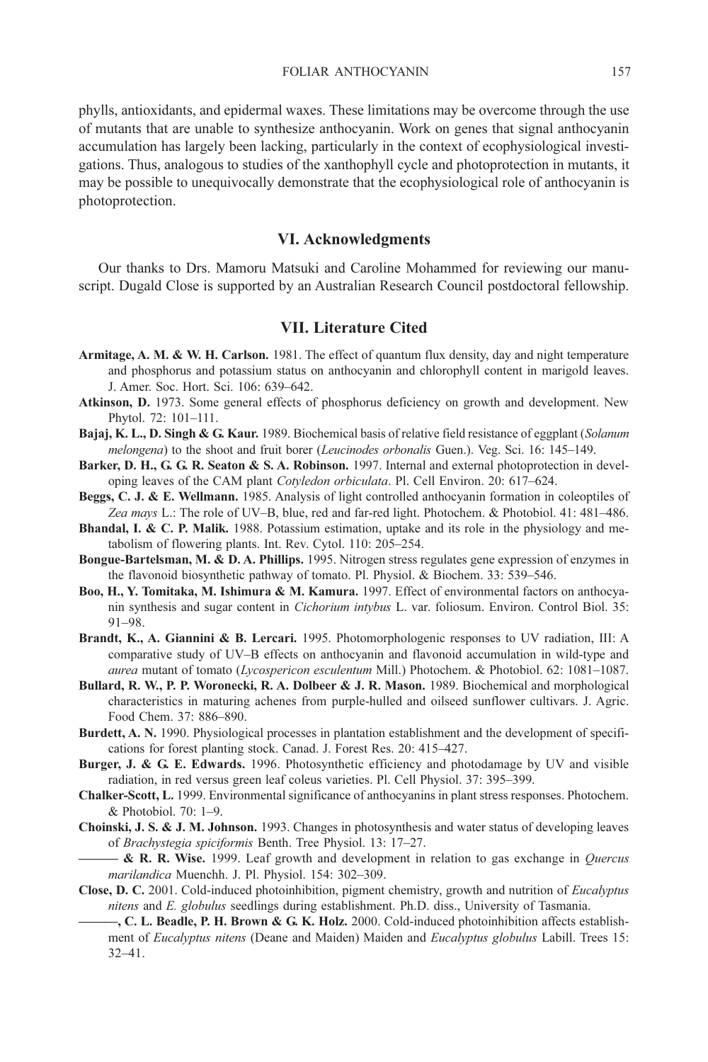phylls, antioxidants, and epidermal waxes. These limitations may be overcome through the use of mutants that are unable to synthesize anthocyanin. Work on genes that signal anthocyanin accumulation has largely been lacking, particularly in the context of ecophysiological investigations. Thus, analogous to studies of the xanthophyll cycle and photoprotection in mutants, it may be possible to unequivocally demonstrate that the ecophysiological role of anthocyanin is photoprotection.

## VI. Acknowledgments

Our thanks to Drs. Mamoru Matsuki and Caroline Mohammed for reviewing our manuscript. Dugald Close is supported by an Australian Research Council postdoctoral fellowship.

## VII. Literature Cited

**Armitage, A. M. & W. H. Carlson.** 1981. The effect of quantum flux density, day and night temperature and phosphorus and potassium status on anthocyanin and chlorophyll content in marigold leaves. J. Amer. Soc. Hort. Sci. 106: 639–642.

**Atkinson, D.** 1973. Some general effects of phosphorus deficiency on growth and development. New Phytol. 72: 101–111.

**Bajaj, K. L., D. Singh & G. Kaur.** 1989. Biochemical basis of relative field resistance of eggplant (*Solanum melongena*) to the shoot and fruit borer (*Leucinodes orbonalis* Guen.). Veg. Sci. 16: 145–149.

**Barker, D. H., G. G. R. Seaton & S. A. Robinson.** 1997. Internal and external photoprotection in developing leaves of the CAM plant *Cotyledon orbiculata*. Pl. Cell Environ. 20: 617–624.

**Beggs, C. J. & E. Wellmann.** 1985. Analysis of light controlled anthocyanin formation in coleoptiles of *Zea mays* L.: The role of UV–B, blue, red and far-red light. Photochem. & Photobiol. 41: 481–486.

**Bhandal, I. & C. P. Malik.** 1988. Potassium estimation, uptake and its role in the physiology and metabolism of flowering plants. Int. Rev. Cytol. 110: 205–254.

**Bongue-Bartelsman, M. & D. A. Phillips.** 1995. Nitrogen stress regulates gene expression of enzymes in the flavonoid biosynthetic pathway of tomato. Pl. Physiol. & Biochem. 33: 539–546.

**Boo, H., Y. Tomitaka, M. Ishimura & M. Kamura.** 1997. Effect of environmental factors on anthocyanin synthesis and sugar content in *Cichorium intybus* L. var. foliosum. Environ. Control Biol. 35: 91–98.

**Brandt, K., A. Giannini & B. Lercari.** 1995. Photomorphologenic responses to UV radiation, III: A comparative study of UV–B effects on anthocyanin and flavonoid accumulation in wild-type and *aurea* mutant of tomato (*Lycospericon esculentum* Mill.) Photochem. & Photobiol. 62: 1081–1087.

**Bullard, R. W., P. P. Woronecki, R. A. Dolbeer & J. R. Mason.** 1989. Biochemical and morphological characteristics in maturing achenes from purple-hulled and oilseed sunflower cultivars. J. Agric. Food Chem. 37: 886–890.

**Burdett, A. N.** 1990. Physiological processes in plantation establishment and the development of specifications for forest planting stock. Canad. J. Forest Res. 20: 415–427.

**Burger, J. & G. E. Edwards.** 1996. Photosynthetic efficiency and photodamage by UV and visible radiation, in red versus green leaf coleus varieties. Pl. Cell Physiol. 37: 395–399.

**Chalker-Scott, L.** 1999. Environmental significance of anthocyanins in plant stress responses. Photochem. & Photobiol. 70: 1–9.

**Choinski, J. S. & J. M. Johnson.** 1993. Changes in photosynthesis and water status of developing leaves of *Brachystegia spiciformis* Benth. Tree Physiol. 13: 17–27.

**——— & R. R. Wise.** 1999. Leaf growth and development in relation to gas exchange in *Quercus marilandica* Muenchh. J. Pl. Physiol. 154: 302–309.

**Close, D. C.** 2001. Cold-induced photoinhibition, pigment chemistry, growth and nutrition of *Eucalyptus nitens* and *E. globulus* seedlings during establishment. Ph.D. diss., University of Tasmania.

**———, C. L. Beadle, P. H. Brown & G. K. Holz.** 2000. Cold-induced photoinhibition affects establishment of *Eucalyptus nitens* (Deane and Maiden) Maiden and *Eucalyptus globulus* Labill. Trees 15: 32–41.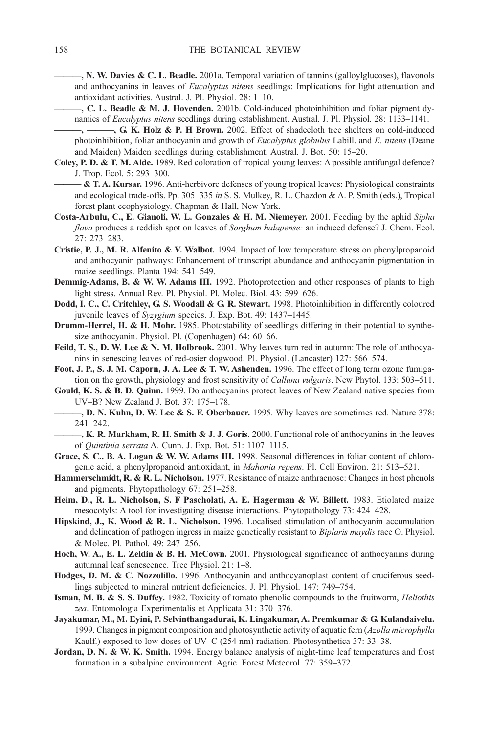———, **N. W. Davies & C. L. Beadle.** 2001a. Temporal variation of tannins (galloylglucoses), flavonols and anthocyanins in leaves of *Eucalyptus nitens* seedlings: Implications for light attenuation and antioxidant activities. Austral. J. Pl. Physiol. 28: 1–10.

———, **C. L. Beadle & M. J. Hovenden.** 2001b. Cold-induced photoinhibition and foliar pigment dynamics of *Eucalyptus nitens* seedlings during establishment. Austral. J. Pl. Physiol. 28: 1133–1141.

———, ———, **G. K. Holz & P. H Brown.** 2002. Effect of shadecloth tree shelters on cold-induced photoinhibition, foliar anthocyanin and growth of *Eucalyptus globulus* Labill. and *E. nitens* (Deane and Maiden) Maiden seedlings during establishment. Austral. J. Bot. 50: 15–20.

**Coley, P. D. & T. M. Aide.** 1989. Red coloration of tropical young leaves: A possible antifungal defence? J. Trop. Ecol. 5: 293–300.

——— **& T. A. Kursar.** 1996. Anti-herbivore defenses of young tropical leaves: Physiological constraints and ecological trade-offs. Pp. 305–335 *in* S. S. Mulkey, R. L. Chazdon & A. P. Smith (eds.), Tropical forest plant ecophysiology. Chapman & Hall, New York.

**Costa-Arbulu, C., E. Gianoli, W. L. Gonzales & H. M. Niemeyer.** 2001. Feeding by the aphid *Sipha flava* produces a reddish spot on leaves of *Sorghum halapense:* an induced defense? J. Chem. Ecol. 27: 273–283.

**Cristie, P. J., M. R. Alfenito & V. Walbot.** 1994. Impact of low temperature stress on phenylpropanoid and anthocyanin pathways: Enhancement of transcript abundance and anthocyanin pigmentation in maize seedlings. Planta 194: 541–549.

**Demmig-Adams, B. & W. W. Adams III.** 1992. Photoprotection and other responses of plants to high light stress. Annual Rev. Pl. Physiol. Pl. Molec. Biol. 43: 599–626.

**Dodd, I. C., C. Critchley, G. S. Woodall & G. R. Stewart.** 1998. Photoinhibition in differently coloured juvenile leaves of *Syzygium* species. J. Exp. Bot. 49: 1437–1445.

**Drumm-Herrel, H. & H. Mohr.** 1985. Photostability of seedlings differing in their potential to synthesize anthocyanin. Physiol. Pl. (Copenhagen) 64: 60–66.

**Feild, T. S., D. W. Lee & N. M. Holbrook.** 2001. Why leaves turn red in autumn: The role of anthocyanins in senescing leaves of red-osier dogwood. Pl. Physiol. (Lancaster) 127: 566–574.

**Foot, J. P., S. J. M. Caporn, J. A. Lee & T. W. Ashenden.** 1996. The effect of long term ozone fumigation on the growth, physiology and frost sensitivity of *Calluna vulgaris*. New Phytol. 133: 503–511.

**Gould, K. S. & B. D. Quinn.** 1999. Do anthocyanins protect leaves of New Zealand native species from UV–B? New Zealand J. Bot. 37: 175–178.

———, **D. N. Kuhn, D. W. Lee & S. F. Oberbauer.** 1995. Why leaves are sometimes red. Nature 378: 241–242.

———, **K. R. Markham, R. H. Smith & J. J. Goris.** 2000. Functional role of anthocyanins in the leaves of *Quintinia serrata* A. Cunn. J. Exp. Bot. 51: 1107–1115.

**Grace, S. C., B. A. Logan & W. W. Adams III.** 1998. Seasonal differences in foliar content of chlorogenic acid, a phenylpropanoid antioxidant, in *Mahonia repens*. Pl. Cell Environ. 21: 513–521.

**Hammerschmidt, R. & R. L. Nicholson.** 1977. Resistance of maize anthracnose: Changes in host phenols and pigments. Phytopathology 67: 251–258.

**Heim, D., R. L. Nicholson, S. F Pascholati, A. E. Hagerman & W. Billett.** 1983. Etiolated maize mesocotyls: A tool for investigating disease interactions. Phytopathology 73: 424–428.

**Hipskind, J., K. Wood & R. L. Nicholson.** 1996. Localised stimulation of anthocyanin accumulation and delineation of pathogen ingress in maize genetically resistant to *Biplaris maydis* race O. Physiol. & Molec. Pl. Pathol. 49: 247–256.

**Hoch, W. A., E. L. Zeldin & B. H. McCown.** 2001. Physiological significance of anthocyanins during autumnal leaf senescence. Tree Physiol. 21: 1–8.

**Hodges, D. M. & C. Nozzolillo.** 1996. Anthocyanin and anthocyanoplast content of cruciferous seedlings subjected to mineral nutrient deficiencies. J. Pl. Physiol. 147: 749–754.

**Isman, M. B. & S. S. Duffey.** 1982. Toxicity of tomato phenolic compounds to the fruitworm, *Heliothis zea*. Entomologia Experimentalis et Applicata 31: 370–376.

**Jayakumar, M., M. Eyini, P. Selvinthangadurai, K. Lingakumar, A. Premkumar & G. Kulandaivelu.** 1999. Changes in pigment composition and photosynthetic activity of aquatic fern (*Azolla microphylla* Kaulf.) exposed to low doses of UV–C (254 nm) radiation. Photosynthetica 37: 33–38.

**Jordan, D. N. & W. K. Smith.** 1994. Energy balance analysis of night-time leaf temperatures and frost formation in a subalpine environment. Agric. Forest Meteorol. 77: 359–372.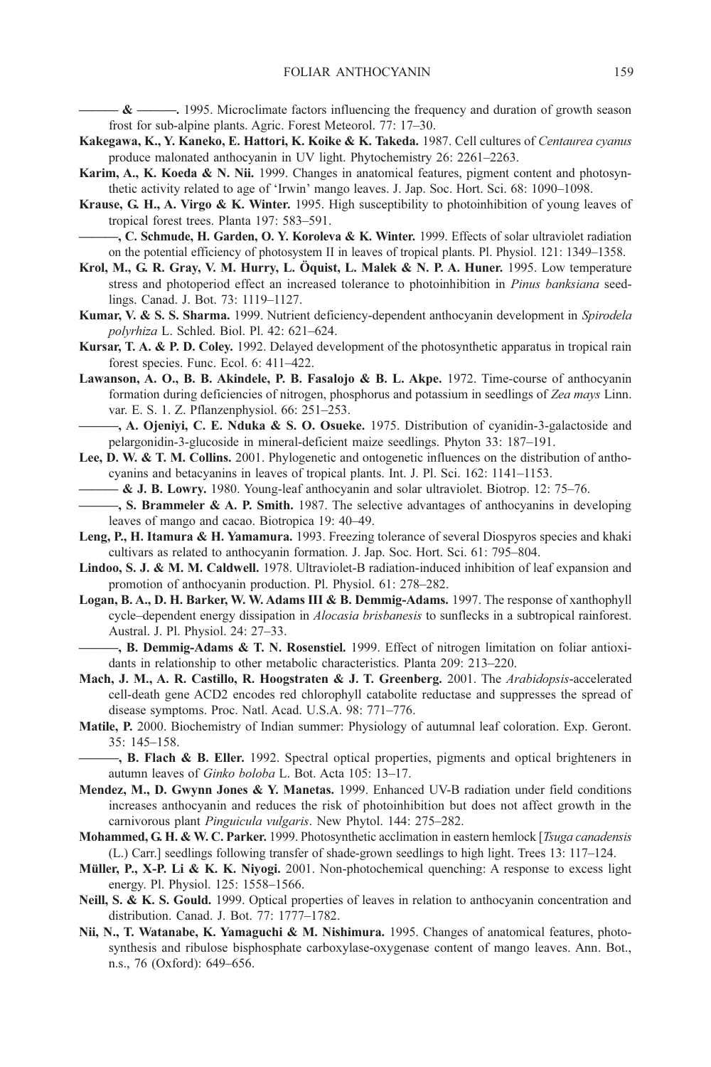——— & ———. 1995. Microclimate factors influencing the frequency and duration of growth season frost for sub-alpine plants. Agric. Forest Meteorol. 77: 17–30.

**Kakegawa, K., Y. Kaneko, E. Hattori, K. Koike & K. Takeda.** 1987. Cell cultures of *Centaurea cyanus* produce malonated anthocyanin in UV light. Phytochemistry 26: 2261–2263.

**Karim, A., K. Koeda & N. Nii.** 1999. Changes in anatomical features, pigment content and photosynthetic activity related to age of 'Irwin' mango leaves. J. Jap. Soc. Hort. Sci. 68: 1090–1098.

**Krause, G. H., A. Virgo & K. Winter.** 1995. High susceptibility to photoinhibition of young leaves of tropical forest trees. Planta 197: 583–591.

**———, C. Schmude, H. Garden, O. Y. Koroleva & K. Winter.** 1999. Effects of solar ultraviolet radiation on the potential efficiency of photosystem II in leaves of tropical plants. Pl. Physiol. 121: 1349–1358.

**Krol, M., G. R. Gray, V. M. Hurry, L. Öquist, L. Malek & N. P. A. Huner.** 1995. Low temperature stress and photoperiod effect an increased tolerance to photoinhibition in *Pinus banksiana* seedlings. Canad. J. Bot. 73: 1119–1127.

**Kumar, V. & S. S. Sharma.** 1999. Nutrient deficiency-dependent anthocyanin development in *Spirodela polyrhiza* L. Schled. Biol. Pl. 42: 621–624.

**Kursar, T. A. & P. D. Coley.** 1992. Delayed development of the photosynthetic apparatus in tropical rain forest species. Func. Ecol. 6: 411–422.

**Lawanson, A. O., B. B. Akindele, P. B. Fasalojo & B. L. Akpe.** 1972. Time-course of anthocyanin formation during deficiencies of nitrogen, phosphorus and potassium in seedlings of *Zea mays* Linn. var. E. S. 1. Z. Pflanzenphysiol. 66: 251–253.

**———, A. Ojeniyi, C. E. Nduka & S. O. Osueke.** 1975. Distribution of cyanidin-3-galactoside and pelargonidin-3-glucoside in mineral-deficient maize seedlings. Phyton 33: 187–191.

**Lee, D. W. & T. M. Collins.** 2001. Phylogenetic and ontogenetic influences on the distribution of anthocyanins and betacyanins in leaves of tropical plants. Int. J. Pl. Sci. 162: 1141–1153.

**——— & J. B. Lowry.** 1980. Young-leaf anthocyanin and solar ultraviolet. Biotrop. 12: 75–76.

**———, S. Brammeler & A. P. Smith.** 1987. The selective advantages of anthocyanins in developing leaves of mango and cacao. Biotropica 19: 40–49.

**Leng, P., H. Itamura & H. Yamamura.** 1993. Freezing tolerance of several Diospyros species and khaki cultivars as related to anthocyanin formation. J. Jap. Soc. Hort. Sci. 61: 795–804.

**Lindoo, S. J. & M. M. Caldwell.** 1978. Ultraviolet-B radiation-induced inhibition of leaf expansion and promotion of anthocyanin production. Pl. Physiol. 61: 278–282.

**Logan, B. A., D. H. Barker, W. W. Adams III & B. Demmig-Adams.** 1997. The response of xanthophyll cycle–dependent energy dissipation in *Alocasia brisbanesis* to sunflecks in a subtropical rainforest. Austral. J. Pl. Physiol. 24: 27–33.

**———, B. Demmig-Adams & T. N. Rosenstiel.** 1999. Effect of nitrogen limitation on foliar antioxidants in relationship to other metabolic characteristics. Planta 209: 213–220.

**Mach, J. M., A. R. Castillo, R. Hoogstraten & J. T. Greenberg.** 2001. The *Arabidopsis*-accelerated cell-death gene ACD2 encodes red chlorophyll catabolite reductase and suppresses the spread of disease symptoms. Proc. Natl. Acad. U.S.A. 98: 771–776.

**Matile, P.** 2000. Biochemistry of Indian summer: Physiology of autumnal leaf coloration. Exp. Geront. 35: 145–158.

**———, B. Flach & B. Eller.** 1992. Spectral optical properties, pigments and optical brighteners in autumn leaves of *Ginko boloba* L. Bot. Acta 105: 13–17.

**Mendez, M., D. Gwynn Jones & Y. Manetas.** 1999. Enhanced UV-B radiation under field conditions increases anthocyanin and reduces the risk of photoinhibition but does not affect growth in the carnivorous plant *Pinguicula vulgaris*. New Phytol. 144: 275–282.

**Mohammed, G. H. & W. C. Parker.** 1999. Photosynthetic acclimation in eastern hemlock [*Tsuga canadensis* (L.) Carr.] seedlings following transfer of shade-grown seedlings to high light. Trees 13: 117–124.

**Müller, P., X-P. Li & K. K. Niyogi.** 2001. Non-photochemical quenching: A response to excess light energy. Pl. Physiol. 125: 1558–1566.

**Neill, S. & K. S. Gould.** 1999. Optical properties of leaves in relation to anthocyanin concentration and distribution. Canad. J. Bot. 77: 1777–1782.

**Nii, N., T. Watanabe, K. Yamaguchi & M. Nishimura.** 1995. Changes of anatomical features, photosynthesis and ribulose bisphosphate carboxylase-oxygenase content of mango leaves. Ann. Bot., n.s., 76 (Oxford): 649–656.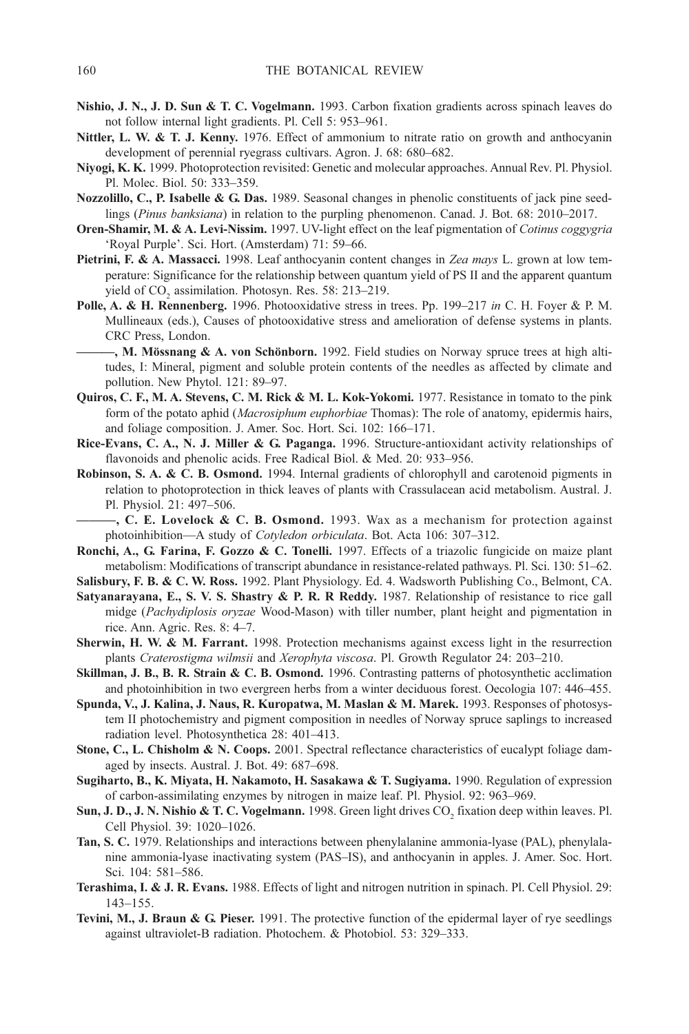**Nishio, J. N., J. D. Sun & T. C. Vogelmann.** 1993. Carbon fixation gradients across spinach leaves do not follow internal light gradients. Pl. Cell 5: 953–961.

**Nittler, L. W. & T. J. Kenny.** 1976. Effect of ammonium to nitrate ratio on growth and anthocyanin development of perennial ryegrass cultivars. Agron. J. 68: 680–682.

**Niyogi, K. K.** 1999. Photoprotection revisited: Genetic and molecular approaches. Annual Rev. Pl. Physiol. Pl. Molec. Biol. 50: 333–359.

**Nozzolillo, C., P. Isabelle & G. Das.** 1989. Seasonal changes in phenolic constituents of jack pine seedlings (*Pinus banksiana*) in relation to the purpling phenomenon. Canad. J. Bot. 68: 2010–2017.

**Oren-Shamir, M. & A. Levi-Nissim.** 1997. UV-light effect on the leaf pigmentation of *Cotinus coggygria* 'Royal Purple'. Sci. Hort. (Amsterdam) 71: 59–66.

**Pietrini, F. & A. Massacci.** 1998. Leaf anthocyanin content changes in *Zea mays* L. grown at low temperature: Significance for the relationship between quantum yield of PS II and the apparent quantum yield of $CO_2$ assimilation. Photosyn. Res. 58: 213–219.

**Polle, A. & H. Rennenberg.** 1996. Photooxidative stress in trees. Pp. 199–217 *in* C. H. Foyer & P. M. Mullineaux (eds.), Causes of photooxidative stress and amelioration of defense systems in plants. CRC Press, London.

**———, M. Mössnang & A. von Schönborn.** 1992. Field studies on Norway spruce trees at high altitudes, I: Mineral, pigment and soluble protein contents of the needles as affected by climate and pollution. New Phytol. 121: 89–97.

**Quiros, C. F., M. A. Stevens, C. M. Rick & M. L. Kok-Yokomi.** 1977. Resistance in tomato to the pink form of the potato aphid (*Macrosiphum euphorbiae* Thomas): The role of anatomy, epidermis hairs, and foliage composition. J. Amer. Soc. Hort. Sci. 102: 166–171.

**Rice-Evans, C. A., N. J. Miller & G. Paganga.** 1996. Structure-antioxidant activity relationships of flavonoids and phenolic acids. Free Radical Biol. & Med. 20: 933–956.

**Robinson, S. A. & C. B. Osmond.** 1994. Internal gradients of chlorophyll and carotenoid pigments in relation to photoprotection in thick leaves of plants with Crassulacean acid metabolism. Austral. J. Pl. Physiol. 21: 497–506.

**———, C. E. Lovelock & C. B. Osmond.** 1993. Wax as a mechanism for protection against photoinhibition—A study of *Cotyledon orbiculata*. Bot. Acta 106: 307–312.

**Ronchi, A., G. Farina, F. Gozzo & C. Tonelli.** 1997. Effects of a triazolic fungicide on maize plant metabolism: Modifications of transcript abundance in resistance-related pathways. Pl. Sci. 130: 51–62.

**Salisbury, F. B. & C. W. Ross.** 1992. Plant Physiology. Ed. 4. Wadsworth Publishing Co., Belmont, CA.

**Satyanarayana, E., S. V. S. Shastry & P. R. R Reddy.** 1987. Relationship of resistance to rice gall midge (*Pachydiplosis oryzae* Wood-Mason) with tiller number, plant height and pigmentation in rice. Ann. Agric. Res. 8: 4–7.

**Sherwin, H. W. & M. Farrant.** 1998. Protection mechanisms against excess light in the resurrection plants *Craterostigma wilmsii* and *Xerophyta viscosa*. Pl. Growth Regulator 24: 203–210.

**Skillman, J. B., B. R. Strain & C. B. Osmond.** 1996. Contrasting patterns of photosynthetic acclimation and photoinhibition in two evergreen herbs from a winter deciduous forest. Oecologia 107: 446–455.

**Spunda, V., J. Kalina, J. Naus, R. Kuropatwa, M. Maslan & M. Marek.** 1993. Responses of photosystem II photochemistry and pigment composition in needles of Norway spruce saplings to increased radiation level. Photosynthetica 28: 401–413.

**Stone, C., L. Chisholm & N. Coops.** 2001. Spectral reflectance characteristics of eucalypt foliage damaged by insects. Austral. J. Bot. 49: 687–698.

**Sugiharto, B., K. Miyata, H. Nakamoto, H. Sasakawa & T. Sugiyama.** 1990. Regulation of expression of carbon-assimilating enzymes by nitrogen in maize leaf. Pl. Physiol. 92: 963–969.

**Sun, J. D., J. N. Nishio & T. C. Vogelmann.** 1998. Green light drives $CO_2$ fixation deep within leaves. Pl. Cell Physiol. 39: 1020–1026.

**Tan, S. C.** 1979. Relationships and interactions between phenylalanine ammonia-lyase (PAL), phenylalanine ammonia-lyase inactivating system (PAS–IS), and anthocyanin in apples. J. Amer. Soc. Hort. Sci. 104: 581–586.

**Terashima, I. & J. R. Evans.** 1988. Effects of light and nitrogen nutrition in spinach. Pl. Cell Physiol. 29: 143–155.

**Tevini, M., J. Braun & G. Pieser.** 1991. The protective function of the epidermal layer of rye seedlings against ultraviolet-B radiation. Photochem. & Photobiol. 53: 329–333.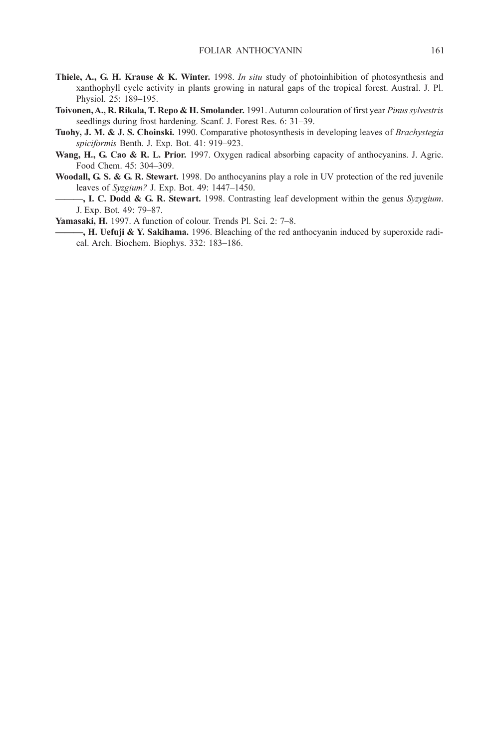**Thiele, A., G. H. Krause & K. Winter.** 1998. *In situ* study of photoinhibition of photosynthesis and xanthophyll cycle activity in plants growing in natural gaps of the tropical forest. Austral. J. Pl. Physiol. 25: 189–195.

**Toivonen, A., R. Rikala, T. Repo & H. Smolander.** 1991. Autumn colouration of first year *Pinus sylvestris* seedlings during frost hardening. Scanf. J. Forest Res. 6: 31–39.

**Tuohy, J. M. & J. S. Choinski.** 1990. Comparative photosynthesis in developing leaves of *Brachystegia spiciformis* Benth. J. Exp. Bot. 41: 919–923.

**Wang, H., G. Cao & R. L. Prior.** 1997. Oxygen radical absorbing capacity of anthocyanins. J. Agric. Food Chem. 45: 304–309.

**Woodall, G. S. & G. R. Stewart.** 1998. Do anthocyanins play a role in UV protection of the red juvenile leaves of *Syzgium?* J. Exp. Bot. 49: 1447–1450.

**———, I. C. Dodd & G. R. Stewart.** 1998. Contrasting leaf development within the genus *Syzygium*. J. Exp. Bot. 49: 79–87.

**Yamasaki, H.** 1997. A function of colour. Trends Pl. Sci. 2: 7–8.

**———, H. Uefuji & Y. Sakihama.** 1996. Bleaching of the red anthocyanin induced by superoxide radical. Arch. Biochem. Biophys. 332: 183–186.